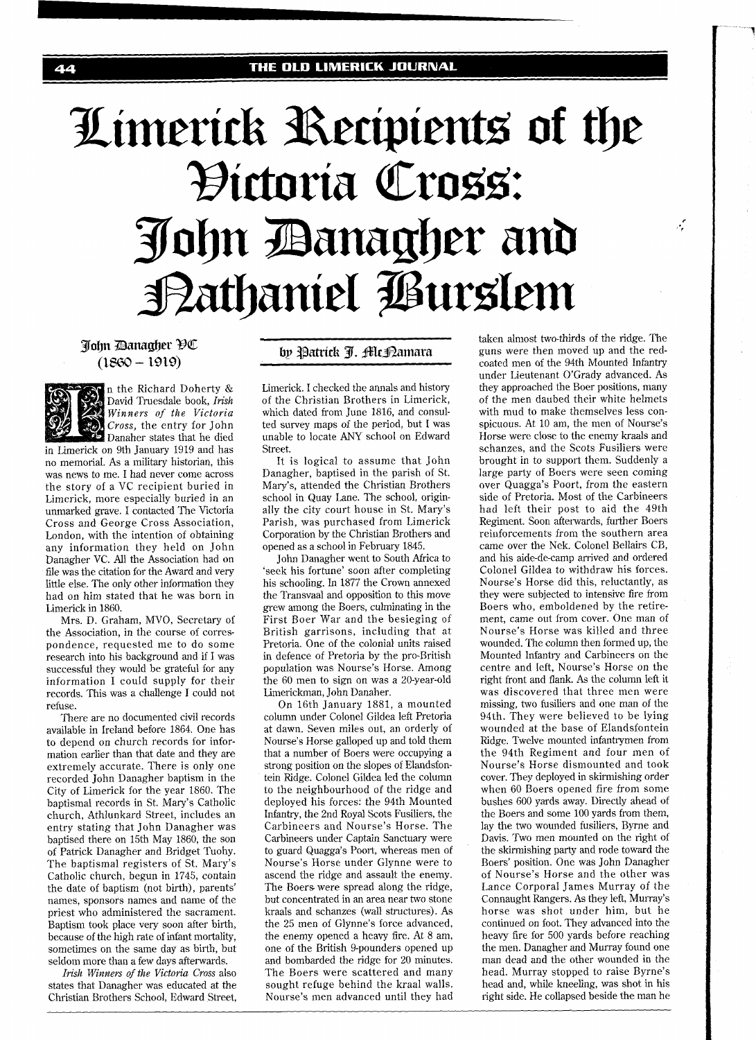# Limerick Recipients of the Victoria Cross: John Danagher and Nathaniel Burslem

by Patrick J. McNamara

## John Danagher VC (1860 – 1919)

In the Richard Doherty & David Truesdale book, *Irish Winners of the Victoria Cross*, the entry for John Danaher states that he died in Limerick on 9th January 1919 and has no memorial. As a military historian, this was news to me. I had never come across the story of a VC recipient buried in Limerick, more especially buried in an unmarked grave. I contacted The Victoria Cross and George Cross Association, London, with the intention of obtaining any information they held on John Danagher VC. All the Association had on file was the citation for the Award and very little else. The only other information they had on him stated that he was born in Limerick in 1860.

Mrs. D. Graham, MVO, Secretary of the Association, in the course of correspondence, requested me to do some research into his background and if I was successful they would be grateful for any information I could supply for their records. This was a challenge I could not refuse.

There are no documented civil records available in Ireland before 1864. One has to depend on church records for information earlier than that date and they are extremely accurate. There is only one recorded John Danagher baptism in the City of Limerick for the year 1860. The baptismal records in St. Mary's Catholic church, Athlunkard Street, includes an entry stating that John Danagher was baptised there on 15th May 1860, the son of Patrick Danagher and Bridget Tuohy. The baptismal registers of St. Mary's Catholic church, begun in 1745, contain the date of baptism (not birth), parents' names, sponsors names and name of the priest who administered the sacrament. Baptism took place very soon after birth, because of the high rate of infant mortality, sometimes on the same day as birth, but seldom more than a few days afterwards.

*Irish Winners of the Victoria Cross* also states that Danagher was educated at the Christian Brothers School, Edward Street, Limerick. I checked the annals and history of the Christian Brothers in Limerick, which dated from June 1816, and consulted survey maps of the period, but I was unable to locate ANY school on Edward Street.

It is logical to assume that John Danagher, baptised in the parish of St. Mary's, attended the Christian Brothers school in Quay Lane. The school, originally the city court house in St. Mary's Parish, was purchased from Limerick Corporation by the Christian Brothers and opened as a school in February 1845.

John Danagher went to South Africa to 'seek his fortune' soon after completing his schooling. In 1877 the Crown annexed the Transvaal and opposition to this move grew among the Boers, culminating in the First Boer War and the besieging of British garrisons, including that at Pretoria. One of the colonial units raised in defence of Pretoria by the pro-British population was Nourse's Horse. Among the 60 men to sign on was a 20-year-old Limerickman, John Danaher.

On 16th January 1881, a mounted column under Colonel Gildea left Pretoria at dawn. Seven miles out, an orderly of Nourse's Horse galloped up and told them that a number of Boers were occupying a strong position on the slopes of Elandsfontein Ridge. Colonel Gildea led the column to the neighbourhood of the ridge and deployed his forces: the 94th Mounted Infantry, the 2nd Royal Scots Fusiliers, the Carbineers and Nourse's Horse. The Carbineers under Captain Sanctuary were to guard Quagga's Poort, whereas men of Nourse's Horse under Glynne were to ascend the ridge and assault the enemy. The Boers were spread along the ridge, but concentrated in an area near two stone kraals and schanzes (wall structures). As the 25 men of Glynne's force advanced, the enemy opened a heavy fire. At 8 am, one of the British 9-pounders opened up and bombarded the ridge for 20 minutes. The Boers were scattered and many sought refuge behind the kraal walls. Nourse's men advanced until they had taken almost two-thirds of the ridge. The guns were then moved up and the red-coated men of the 94th Mounted Infantry under Lieutenant O'Grady advanced. As they approached the Boer positions, many of the men daubed their white helmets with mud to make themselves less conspicuous. At 10 am, the men of Nourse's Horse were close to the enemy kraals and schanzes, and the Scots Fusiliers were brought in to support them. Suddenly a large party of Boers were seen coming over Quagga's Poort, from the eastern side of Pretoria. Most of the Carbineers had left their post to aid the 49th Regiment. Soon afterwards, further Boer reinforcements from the southern area came over the Nek. Colonel Bellairs CB, and his aide-de-camp arrived and ordered Colonel Gildea to withdraw his forces. Nourse's Horse did this, reluctantly, as they were subjected to intensive fire from Boers who, emboldened by the retirement, came out from cover. One man of Nourse's Horse was killed and three wounded. The column then formed up, the Mounted Infantry and Carbineers on the centre and left, Nourse's Horse on the right front and flank. As the column left it was discovered that three men were missing, two fusiliers and one man of the 94th. They were believed to be lying wounded at the base of Elandsfontein Ridge. Twelve mounted infantrymen from the 94th Regiment and four men of Nourse's Horse dismounted and took cover. They deployed in skirmishing order when 60 Boers opened fire from some bushes 600 yards away. Directly ahead of the Boers and some 100 yards from them, lay the two wounded fusiliers, Byrne and Davis. Two men mounted on the right of the skirmishing party and rode toward the Boers' position. One was John Danagher of Nourse's Horse and the other was Lance Corporal James Murray of the Connaught Rangers. As they left, Murray's horse was shot under him, but he continued on foot. They advanced into the heavy fire for 500 yards before reaching the men. Danagher and Murray found one man dead and the other wounded in the head. Murray stopped to raise Byrne's head and, while kneeling, was shot in his right side. He collapsed beside the man he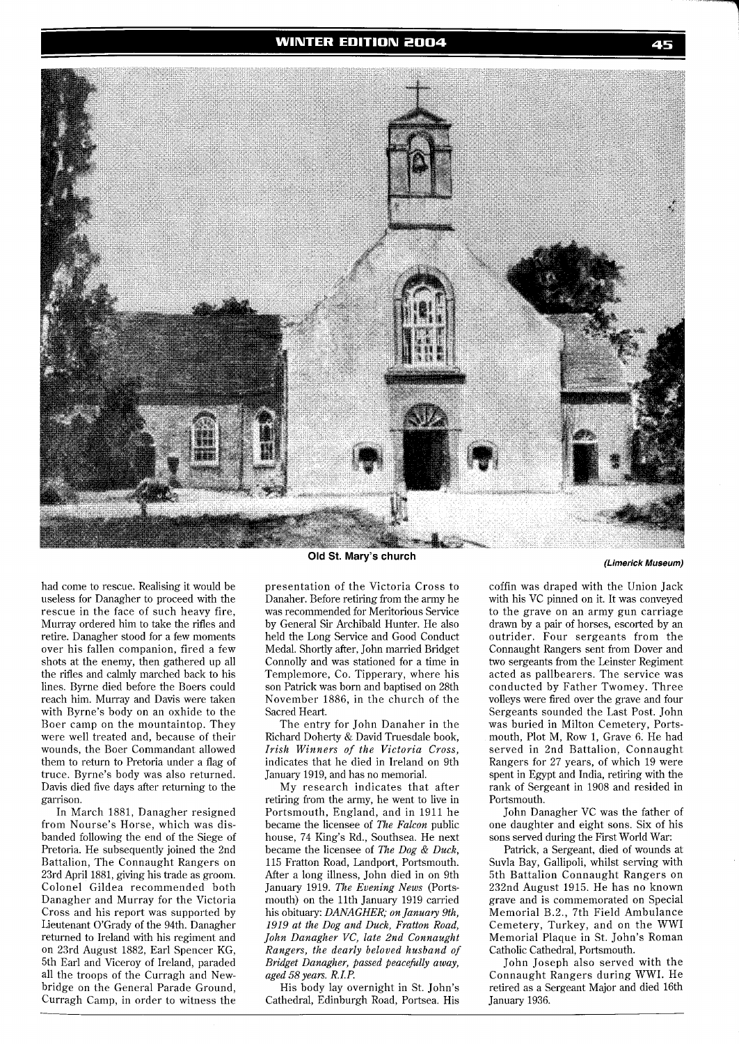Old St. Mary's church

(Limerick Museum)

had come to rescue. Realising it would be useless for Danagher to proceed with the rescue in the face of such heavy fire, Murray ordered him to take the rifles and retire. Danagher stood for a few moments over his fallen companion, fired a few shots at the enemy, then gathered up all the rifles and calmly marched back to his lines. Byrne died before the Boers could reach him. Murray and Davis were taken with Byrne's body on an oxhide to the Boer camp on the mountaintop. They were well treated and, because of their wounds, the Boer Commandant allowed them to return to Pretoria under a flag of truce. Byrne's body was also returned. Davis died five days after returning to the garrison.

In March 1881, Danagher resigned from Nourse's Horse, which was disbanded following the end of the Siege of Pretoria. He subsequently joined the 2nd Battalion, The Connaught Rangers on 23rd April 1881, giving his trade as groom. Colonel Gildea recommended both Danagher and Murray for the Victoria Cross and his report was supported by Lieutenant O'Grady of the 94th. Danagher returned to Ireland with his regiment and on 23rd August 1882, Earl Spencer KG, 5th Earl and Viceroy of Ireland, paraded all the troops of the Curragh and Newbridge on the General Parade Ground, Curragh Camp, in order to witness the presentation of the Victoria Cross to Danaher. Before retiring from the army he was recommended for Meritorious Service by General Sir Archibald Hunter. He also held the Long Service and Good Conduct Medal. Shortly after, John married Bridget Connolly and was stationed for a time in Templemore, Co. Tipperary, where his son Patrick was born and baptised on 28th November 1886, in the church of the Sacred Heart.

The entry for John Danaher in the Richard Doherty & David Truesdale book, *Irish Winners of the Victoria Cross*, indicates that he died in Ireland on 9th January 1919, and has no memorial.

My research indicates that after retiring from the army, he went to live in Portsmouth, England, and in 1911 he became the licensee of *The Falcon* public house, 74 King's Rd., Southsea. He next became the licensee of *The Dog & Duck*, 115 Fratton Road, Landport, Portsmouth. After a long illness, John died in on 9th January 1919. *The Evening News* (Portsmouth) on the 11th January 1919 carried his obituary: *DANAGHER; on January 9th, 1919 at the Dog and Duck, Fratton Road, John Danagher VC, late 2nd Connaught Rangers, the dearly beloved husband of Bridget Danagher, passed peacefully away, aged 58 years. R.I.P.*

His body lay overnight in St. John's Cathedral, Edinburgh Road, Portsea. His coffin was draped with the Union Jack with his VC pinned on it. It was conveyed to the grave on an army gun carriage drawn by a pair of horses, escorted by an outrider. Four sergeants from the Connaught Rangers sent from Dover and two sergeants from the Leinster Regiment acted as pallbearers. The service was conducted by Father Twomey. Three volleys were fired over the grave and four Sergeants sounded the Last Post. John was buried in Milton Cemetery, Portsmouth, Plot M, Row 1, Grave 6. He had served in 2nd Battalion, Connaught Rangers for 27 years, of which 19 were spent in Egypt and India, retiring with the rank of Sergeant in 1908 and resided in Portsmouth.

John Danagher VC was the father of one daughter and eight sons. Six of his sons served during the First World War:

Patrick, a Sergeant, died of wounds at Suvla Bay, Gallipoli, whilst serving with 5th Battalion Connaught Rangers on 232nd August 1915. He has no known grave and is commemorated on Special Memorial B.2., 7th Field Ambulance Cemetery, Turkey, and on the WWI Memorial Plaque in St. John's Roman Catholic Cathedral, Portsmouth.

John Joseph also served with the Connaught Rangers during WWI. He retired as a Sergeant Major and died 16th January 1936.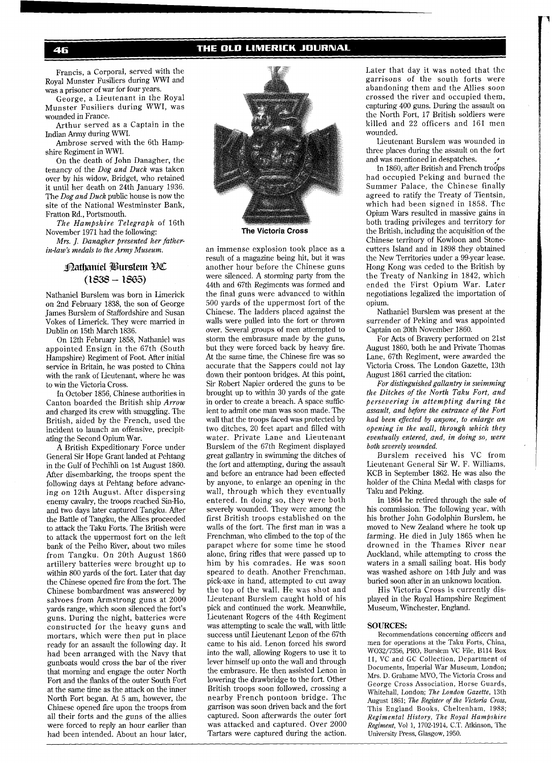Francis, a Corporal, served with the Royal Munster Fusiliers during WWI and was a prisoner of war for four years.

George, a Lieutenant in the Royal Munster Fusiliers during WWI, was wounded in France.

Arthur served as a Captain in the Indian Army during WWI.

Ambrose served with the 6th Hampshire Regiment in WWI.

On the death of John Danagher, the tenancy of the *Dog and Duck* was taken over by his widow, Bridget, who retained it until her death on 24th January 1936. The *Dog and Duck* public house is now the site of the National Westminster Bank, Fratton Rd., Portsmouth.

*The Hampshire Telegraph* of 16th November 1971 had the following:

*Mrs. J. Danagher presented her father-in-law's medals to the Army Museum.*

## Nathaniel Burslem VC (1838 – 1865)

Nathaniel Burslem was born in Limerick on 2nd February 1838, the son of George James Burslem of Staffordshire and Susan Vokes of Limerick. They were married in Dublin on 15th March 1836.

On 12th February 1858, Nathaniel was appointed Ensign in the 67th (South Hampshire) Regiment of Foot. After initial service in Britain, he was posted to China with the rank of Lieutenant, where he was to win the Victoria Cross.

In October 1856, Chinese authorities in Canton boarded the British ship *Arrow* and charged its crew with smuggling. The British, aided by the French, used the incident to launch an offensive, precipitating the Second Opium War.

A British Expeditionary Force under General Sir Hope Grant landed at Pehtang in the Gulf of Pechihli on 1st August 1860. After disembarking, the troops spent the following days at Pehtang before advancing on 12th August. After dispersing enemy cavalry, the troops reached Sin-Ho, and two days later captured Tangku. After the Battle of Tangku, the Allies proceeded to attack the Taku Forts. The British were to attack the uppermost fort on the left bank of the Peiho River, about two miles from Tangku. On 20th August 1860 artillery batteries were brought up to within 800 yards of the fort. Later that day the Chinese opened fire from the fort. The Chinese bombardment was answered by salvoes from Armstrong guns at 2000 yards range, which soon silenced the fort's guns. During the night, batteries were constructed for the heavy guns and mortars, which were then put in place ready for an assault the following day. It had been arranged with the Navy that gunboats would cross the bar of the river that morning and engage the outer North Fort and the flanks of the outer South Fort at the same time as the attack on the inner North Fort began. At 5 am, however, the Chinese opened fire upon the troops from all their forts and the guns of the allies were forced to reply an hour earlier than had been intended. About an hour later,

The Victoria Cross

an immense explosion took place as a result of a magazine being hit, but it was another hour before the Chinese guns were silenced. A storming party from the 44th and 67th Regiments was formed and the final guns were advanced to within 500 yards of the uppermost fort of the Chinese. The ladders placed against the walls were pulled into the fort or thrown over. Several groups of men attempted to storm the embrasure made by the guns, but they were forced back by heavy fire. At the same time, the Chinese fire was so accurate that the Sappers could not lay down their pontoon bridges. At this point, Sir Robert Napier ordered the guns to be brought up to within 30 yards of the gate in order to create a breach. A space sufficient to admit one man was soon made. The wall that the troops faced was protected by two ditches, 20 feet apart and filled with water. Private Lane and Lieutenant Burslem of the 67th Regiment displayed great gallantry in swimming the ditches of the fort and attempting, during the assault and before an entrance had been effected by anyone, to enlarge an opening in the wall, through which they eventually entered. In doing so, they were both severely wounded. They were among the first British troops established on the walls of the fort. The first man in was a Frenchman, who climbed to the top of the parapet where for some time he stood alone, firing rifles that were passed up to him by his comrades. He was soon speared to death. Another Frenchman, pick-axe in hand, attempted to cut away the top of the wall. He was shot and Lieutenant Burslem caught hold of his pick and continued the work. Meanwhile, Lieutenant Rogers of the 44th Regiment was attempting to scale the wall, with little success until Lieutenant Lenon of the 67th came to his aid. Lenon forced his sword into the wall, allowing Rogers to use it to lever himself up onto the wall and through the embrasure. He then assisted Lenon in lowering the drawbridge to the fort. Other British troops soon followed, crossing a nearby French pontoon bridge. The garrison was soon driven back and the fort captured. Soon afterwards the outer fort was attacked and captured. Over 2000 Tartars were captured during the action. Later that day it was noted that the garrisons of the south forts were abandoning them and the Allies soon crossed the river and occupied them, capturing 400 guns. During the assault on the North Fort, 17 British soldiers were killed and 22 officers and 161 men wounded.

Lieutenant Burslem was wounded in three places during the assault on the fort and was mentioned in despatches.

In 1860, after British and French troops had occupied Peking and burned the Summer Palace, the Chinese finally agreed to ratify the Treaty of Tientsin, which had been signed in 1858. The Opium Wars resulted in massive gains in both trading privileges and territory for the British, including the acquisition of the Chinese territory of Kowloon and Stonecutters Island and in 1898 they obtained the New Territories under a 99-year lease. Hong Kong was ceded to the British by the Treaty of Nanking in 1842, which ended the First Opium War. Later negotiations legalized the importation of opium.

Nathaniel Burslem was present at the surrender of Peking and was appointed Captain on 20th November 1860.

For Acts of Bravery performed on 21st August 1860, both he and Private Thomas Lane, 67th Regiment, were awarded the Victoria Cross. The London Gazette, 13th August 1861 carried the citation:

*For distinguished gallantry in swimming the Ditches of the North Taku Fort, and persevering in attempting during the assault, and before the entrance of the Fort had been effected by anyone, to enlarge an opening in the wall, through which they eventually entered, and, in doing so, were both severely wounded.*

Burslem received his VC from Lieutenant General Sir W. F. Williams, KCB in September 1862. He was also the holder of the China Medal with clasps for Taku and Peking.

In 1864 he retired through the sale of his commission. The following year, with his brother John Godolphin Burslem, he moved to New Zealand where he took up farming. He died in July 1865 when he drowned in the Thames River near Auckland, while attempting to cross the waters in a small sailing boat. His body was washed ashore on 14th July and was buried soon after in an unknown location.

His Victoria Cross is currently displayed in the Royal Hampshire Regiment Museum, Winchester, England.

### SOURCES:

Recommendations concerning officers and men for operations at the Taku Forts, China, WO32/7356, PRO, Burslem VC File, B114 Box 11, VC and GC Collection, Department of Documents, Imperial War Museum, London; Mrs. D. Grahame MVO, The Victoria Cross and George Cross Association, Horse Guards, Whitehall, London; *The London Gazette*, 13th August 1861; *The Register of the Victoria Cross*, This England Books, Cheltenham, 1988; *Regimental History, The Royal Hampshire Regiment*, Vol 1, 1702-1914, C.T. Atkinson, The University Press, Glasgow, 1950.